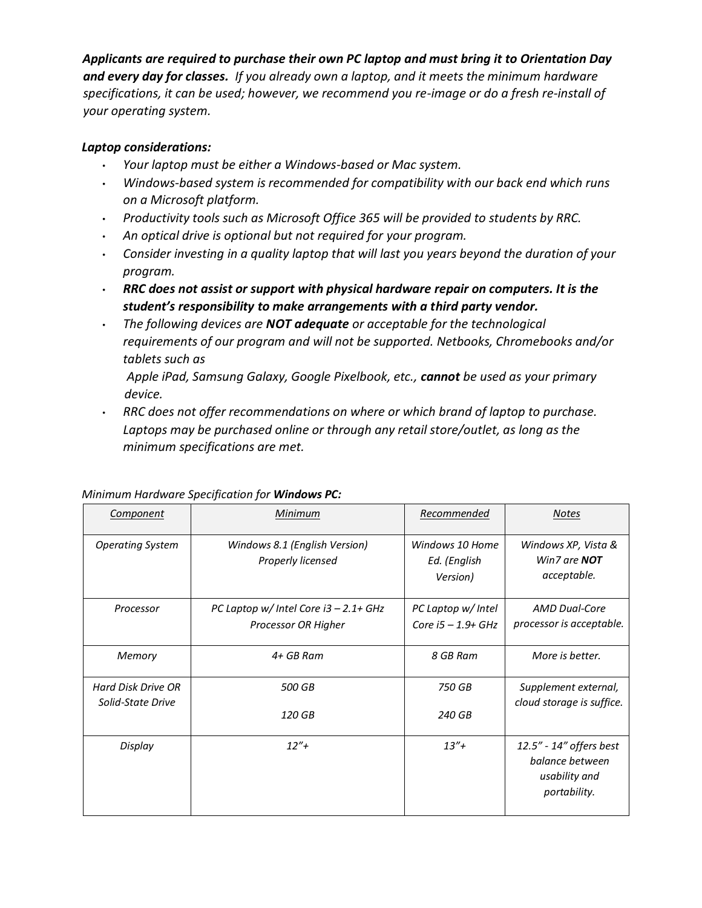***Applicants are required to purchase their own PC laptop and must bring it to Orientation Day and every day for classes.*** *If you already own a laptop, and it meets the minimum hardware specifications, it can be used; however, we recommend you re-image or do a fresh re-install of your operating system.*

***Laptop considerations:***

- *Your laptop must be either a Windows-based or Mac system.*
- *Windows-based system is recommended for compatibility with our back end which runs on a Microsoft platform.*
- *Productivity tools such as Microsoft Office 365 will be provided to students by RRC.*
- *An optical drive is optional but not required for your program.*
- *Consider investing in a quality laptop that will last you years beyond the duration of your program.*
- ***RRC does not assist or support with physical hardware repair on computers. It is the student's responsibility to make arrangements with a third party vendor.***
- *The following devices are **NOT adequate** or acceptable for the technological requirements of our program and will not be supported. Netbooks, Chromebooks and/or tablets such as Apple iPad, Samsung Galaxy, Google Pixelbook, etc., **cannot** be used as your primary device.*
- *RRC does not offer recommendations on where or which brand of laptop to purchase. Laptops may be purchased online or through any retail store/outlet, as long as the minimum specifications are met.*

*Minimum Hardware Specification for **Windows PC:***

| *Component* | *Minimum* | *Recommended* | *Notes* |
|---|---|---|---|
| *Operating System* | *Windows 8.1 (English Version) Properly licensed* | *Windows 10 Home Ed. (English Version)* | *Windows XP, Vista & Win7 are **NOT** acceptable.* |
| *Processor* | *PC Laptop w/ Intel Core i3 – 2.1+ GHz Processor OR Higher* | *PC Laptop w/ Intel Core i5 – 1.9+ GHz* | *AMD Dual-Core processor is acceptable.* |
| *Memory* | *4+ GB Ram* | *8 GB Ram* | *More is better.* |
| *Hard Disk Drive OR Solid-State Drive* | *500 GB*<br>*120 GB* | *750 GB*<br>*240 GB* | *Supplement external, cloud storage is suffice.* |
| *Display* | *12"+* | *13"+* | *12.5" - 14" offers best balance between usability and portability.* |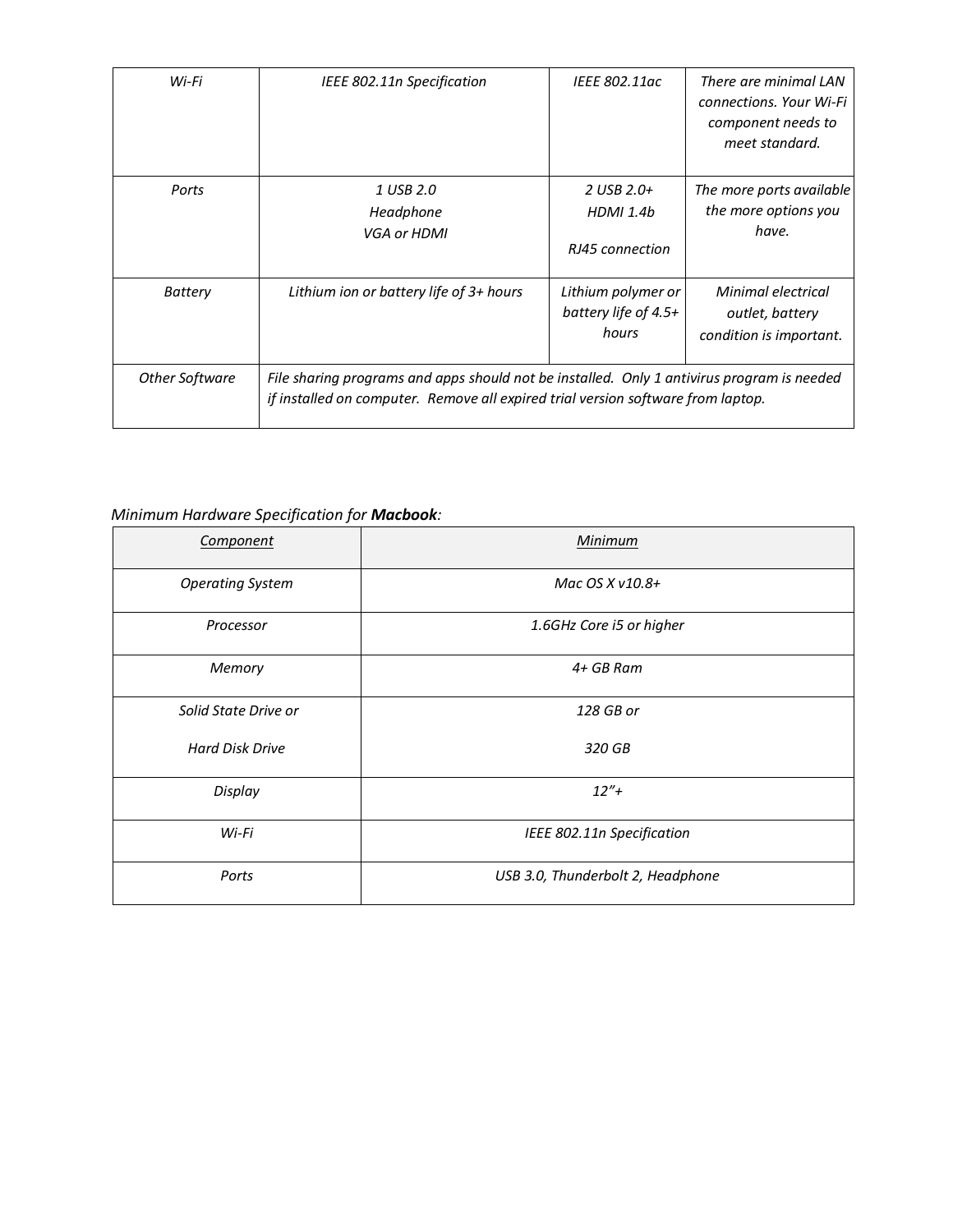| | | | |
|---|---|---|---|
| *Wi-Fi* | *IEEE 802.11n Specification* | *IEEE 802.11ac* | *There are minimal LAN connections. Your Wi-Fi component needs to meet standard.* |
| *Ports* | *1 USB 2.0*<br>*Headphone*<br>*VGA or HDMI* | *2 USB 2.0+*<br>*HDMI 1.4b*<br>*RJ45 connection* | *The more ports available the more options you have.* |
| *Battery* | *Lithium ion or battery life of 3+ hours* | *Lithium polymer or battery life of 4.5+ hours* | *Minimal electrical outlet, battery condition is important.* |
| *Other Software* | *File sharing programs and apps should not be installed. Only 1 antivirus program is needed if installed on computer. Remove all expired trial version software from laptop.* | | |

*Minimum Hardware Specification for* ***Macbook****:*

| *Component* | *Minimum* |
|---|---|
| *Operating System* | *Mac OS X v10.8+* |
| *Processor* | *1.6GHz Core i5 or higher* |
| *Memory* | *4+ GB Ram* |
| *Solid State Drive or*<br>*Hard Disk Drive* | *128 GB or*<br>*320 GB* |
| *Display* | *12"+* |
| *Wi-Fi* | *IEEE 802.11n Specification* |
| *Ports* | *USB 3.0, Thunderbolt 2, Headphone* |